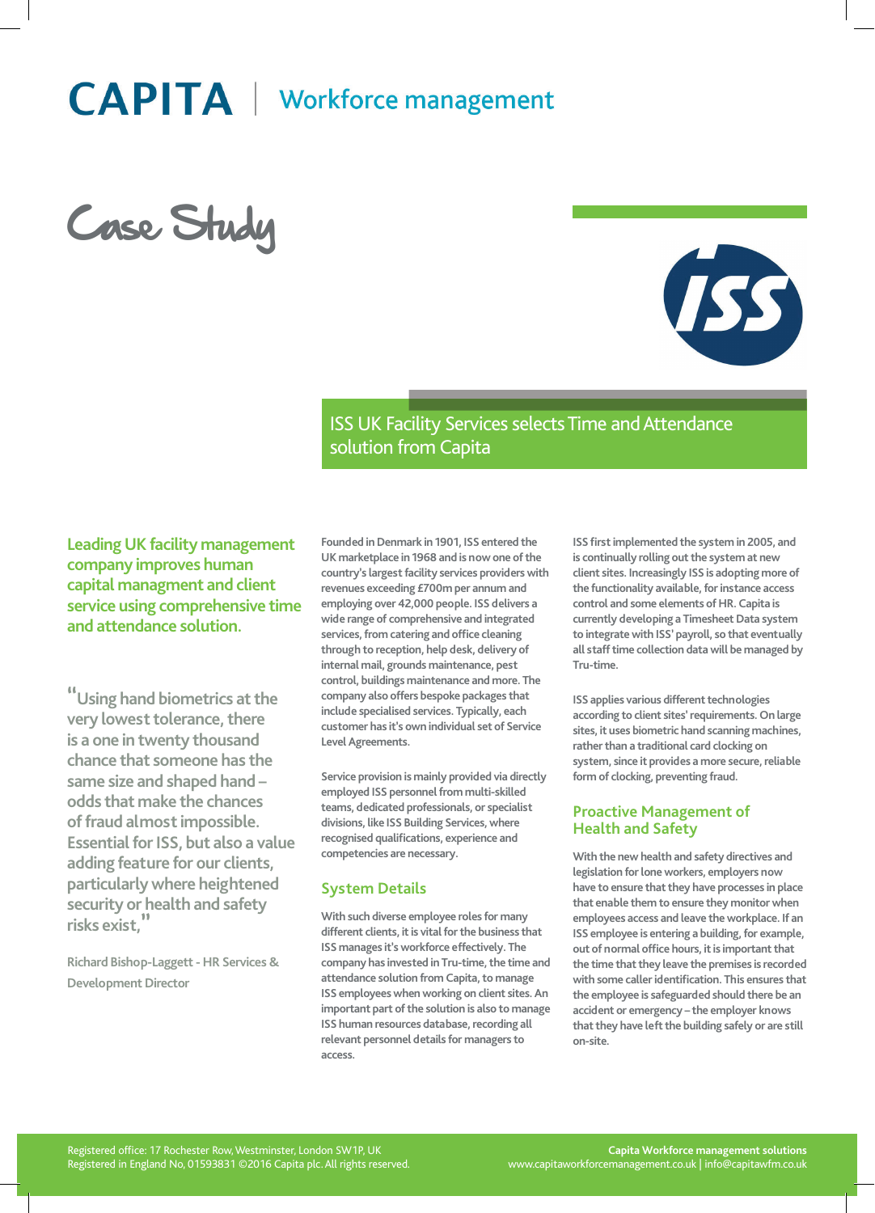# CAPITA | Workforce management

## Case Study

## ISS UK Facility Services selects Time and Attendance solution from Capita

**Leading UK facility management company improves human capital managment and client service using comprehensive time and attendance solution.**

"Using hand biometrics at the very lowest tolerance, there is a one in twenty thousand chance that someone has the same size and shaped hand – odds that make the chances of fraud almost impossible. Essential for ISS, but also a value adding feature for our clients, particularly where heightened security or health and safety risks exist,"

Richard Bishop-Laggett - HR Services & Development Director

Founded in Denmark in 1901, ISS entered the UK marketplace in 1968 and is now one of the country's largest facility services providers with revenues exceeding £700m per annum and employing over 42,000 people. ISS delivers a wide range of comprehensive and integrated services, from catering and office cleaning through to reception, help desk, delivery of internal mail, grounds maintenance, pest control, buildings maintenance and more. The company also offers bespoke packages that include specialised services. Typically, each customer has it's own individual set of Service Level Agreements.

Service provision is mainly provided via directly employed ISS personnel from multi-skilled teams, dedicated professionals, or specialist divisions, like ISS Building Services, where recognised qualifications, experience and competencies are necessary.

### System Details

With such diverse employee roles for many different clients, it is vital for the business that ISS manages it's workforce effectively. The company has invested in Tru-time, the time and attendance solution from Capita, to manage ISS employees when working on client sites. An important part of the solution is also to manage ISS human resources database, recording all relevant personnel details for managers to access.

ISS first implemented the system in 2005, and is continually rolling out the system at new client sites. Increasingly ISS is adopting more of the functionality available, for instance access control and some elements of HR. Capita is currently developing a Timesheet Data system to integrate with ISS' payroll, so that eventually all staff time collection data will be managed by Tru-time.

ISS applies various different technologies according to client sites' requirements. On large sites, it uses biometric hand scanning machines, rather than a traditional card clocking on system, since it provides a more secure, reliable form of clocking, preventing fraud.

### Proactive Management of Health and Safety

With the new health and safety directives and legislation for lone workers, employers now have to ensure that they have processes in place that enable them to ensure they monitor when employees access and leave the workplace. If an ISS employee is entering a building, for example, out of normal office hours, it is important that the time that they leave the premises is recorded with some caller identification. This ensures that the employee is safeguarded should there be an accident or emergency – the employer knows that they have left the building safely or are still on-site.

Registered office: 17 Rochester Row, Westminster, London SW1P, UK
Registered in England No, 01593831 ©2016 Capita plc. All rights reserved.

**Capita Workforce management solutions**
www.capitaworkforcemanagement.co.uk | info@capitawfm.co.uk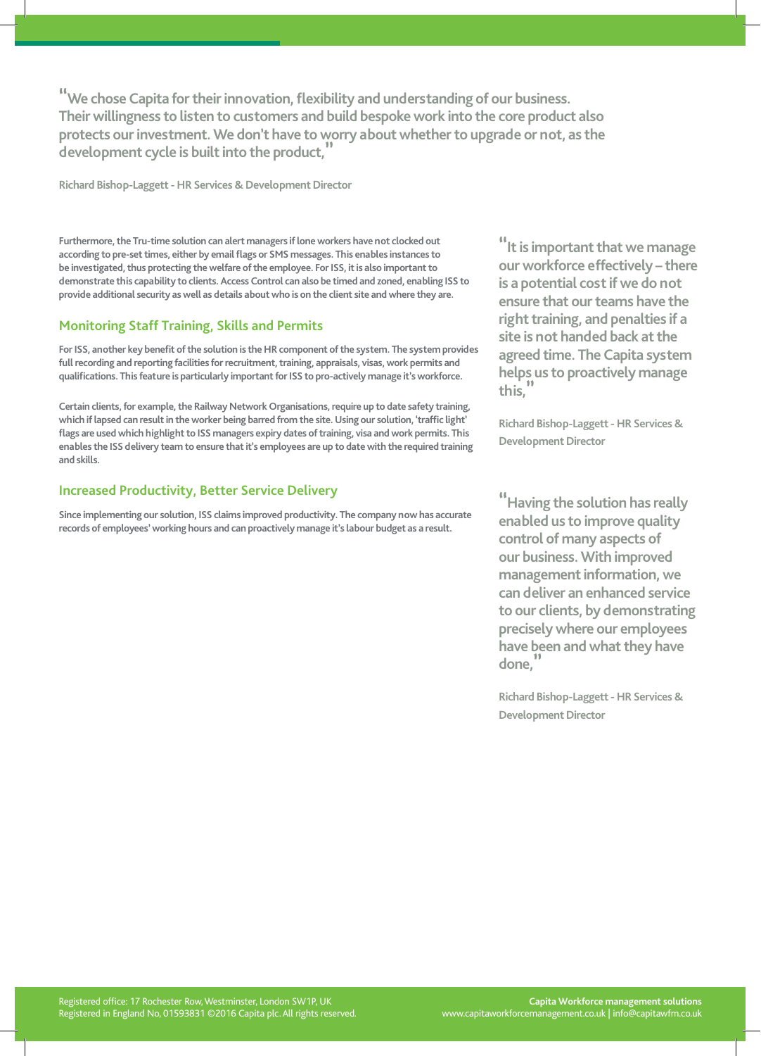"We chose Capita for their innovation, flexibility and understanding of our business. Their willingness to listen to customers and build bespoke work into the core product also protects our investment. We don't have to worry about whether to upgrade or not, as the development cycle is built into the product,"

Richard Bishop-Laggett - HR Services & Development Director

Furthermore, the Tru-time solution can alert managers if lone workers have not clocked out according to pre-set times, either by email flags or SMS messages. This enables instances to be investigated, thus protecting the welfare of the employee. For ISS, it is also important to demonstrate this capability to clients. Access Control can also be timed and zoned, enabling ISS to provide additional security as well as details about who is on the client site and where they are.

## Monitoring Staff Training, Skills and Permits

For ISS, another key benefit of the solution is the HR component of the system. The system provides full recording and reporting facilities for recruitment, training, appraisals, visas, work permits and qualifications. This feature is particularly important for ISS to pro-actively manage it's workforce.

Certain clients, for example, the Railway Network Organisations, require up to date safety training, which if lapsed can result in the worker being barred from the site. Using our solution, 'traffic light' flags are used which highlight to ISS managers expiry dates of training, visa and work permits. This enables the ISS delivery team to ensure that it's employees are up to date with the required training and skills.

## Increased Productivity, Better Service Delivery

Since implementing our solution, ISS claims improved productivity. The company now has accurate records of employees' working hours and can proactively manage it's labour budget as a result.

"It is important that we manage our workforce effectively – there is a potential cost if we do not ensure that our teams have the right training, and penalties if a site is not handed back at the agreed time. The Capita system helps us to proactively manage this,"

Richard Bishop-Laggett - HR Services & Development Director

"Having the solution has really enabled us to improve quality control of many aspects of our business. With improved management information, we can deliver an enhanced service to our clients, by demonstrating precisely where our employees have been and what they have done,"

Richard Bishop-Laggett - HR Services & Development Director

Registered office: 17 Rochester Row, Westminster, London SW1P, UK
Registered in England No, 01593831 ©2016 Capita plc. All rights reserved.

**Capita Workforce management solutions**
www.capitaworkforcemanagement.co.uk | info@capitawfm.co.uk